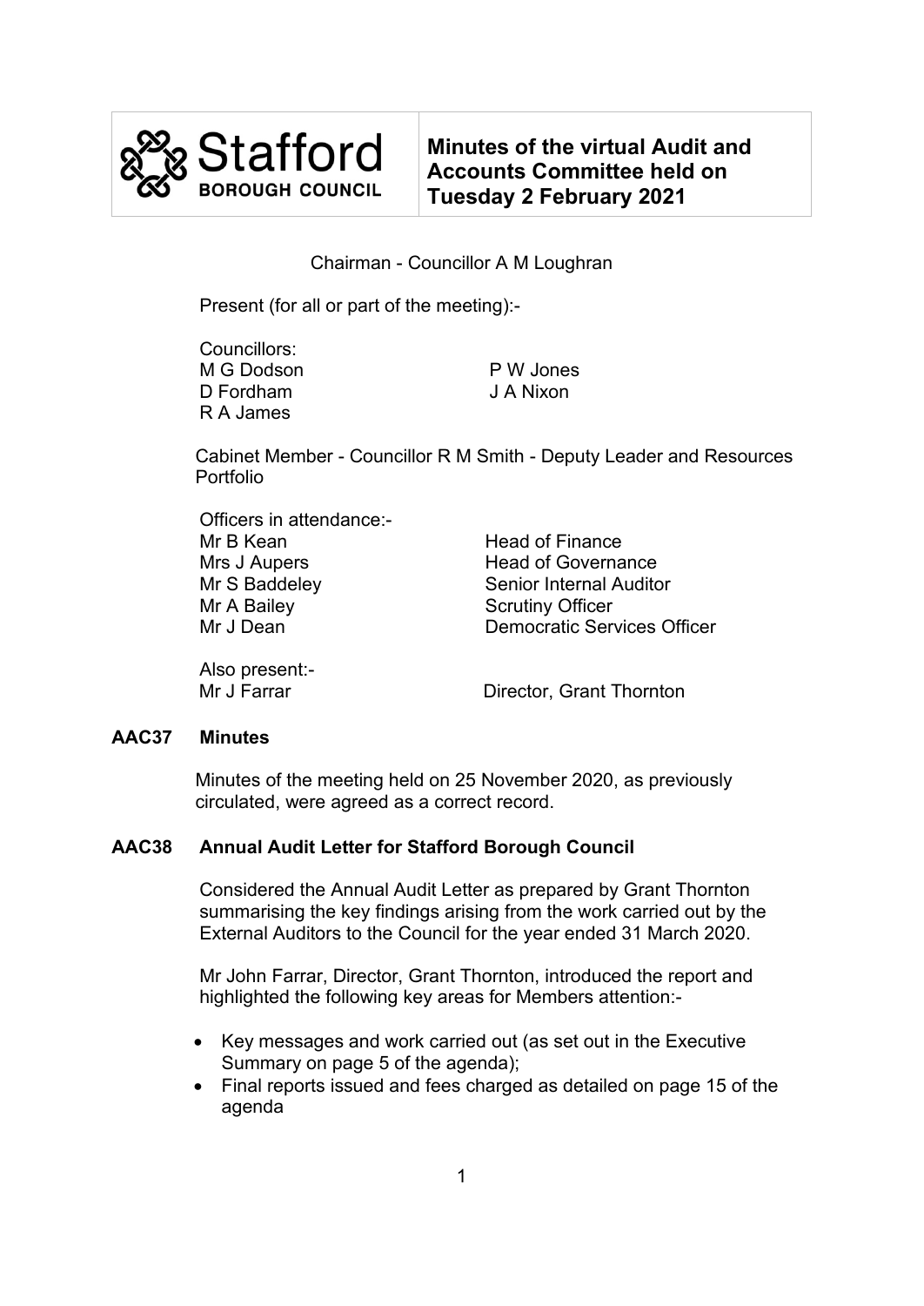# Minutes of the virtual Audit and Accounts Committee held on Tuesday 2 February 2021

Stafford Borough Council

Chairman - Councillor A M Loughran

Present (for all or part of the meeting):-

Councillors:

M G Dodson
D Fordham
R A James
P W Jones
J A Nixon

Cabinet Member - Councillor R M Smith - Deputy Leader and Resources Portfolio

Officers in attendance:-

| | |
|---|---|
| Mr B Kean | Head of Finance |
| Mrs J Aupers | Head of Governance |
| Mr S Baddeley | Senior Internal Auditor |
| Mr A Bailey | Scrutiny Officer |
| Mr J Dean | Democratic Services Officer |

Also present:-

| | |
|---|---|
| Mr J Farrar | Director, Grant Thornton |

## AAC37 Minutes

Minutes of the meeting held on 25 November 2020, as previously circulated, were agreed as a correct record.

## AAC38 Annual Audit Letter for Stafford Borough Council

Considered the Annual Audit Letter as prepared by Grant Thornton summarising the key findings arising from the work carried out by the External Auditors to the Council for the year ended 31 March 2020.

Mr John Farrar, Director, Grant Thornton, introduced the report and highlighted the following key areas for Members attention:-

- Key messages and work carried out (as set out in the Executive Summary on page 5 of the agenda);
- Final reports issued and fees charged as detailed on page 15 of the agenda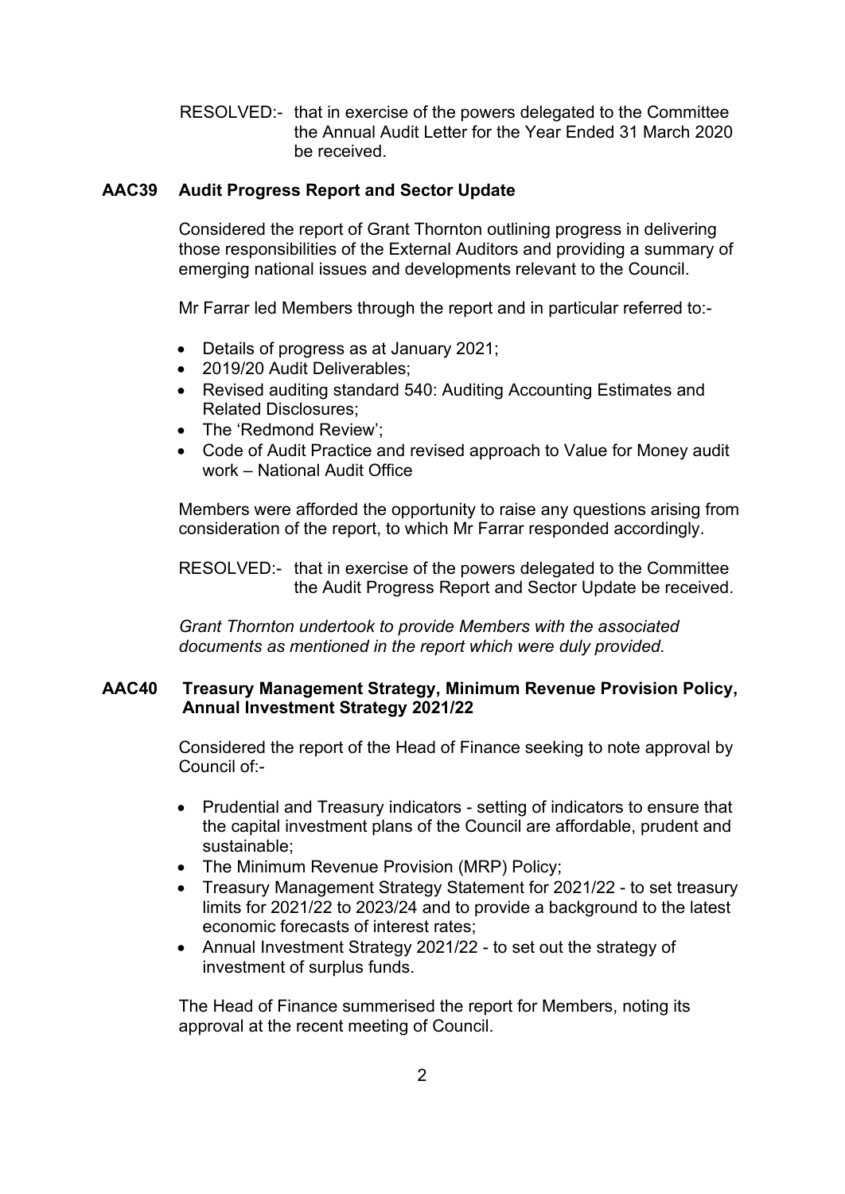RESOLVED:- that in exercise of the powers delegated to the Committee the Annual Audit Letter for the Year Ended 31 March 2020 be received.

**AAC39 Audit Progress Report and Sector Update**

Considered the report of Grant Thornton outlining progress in delivering those responsibilities of the External Auditors and providing a summary of emerging national issues and developments relevant to the Council.

Mr Farrar led Members through the report and in particular referred to:-

- Details of progress as at January 2021;
- 2019/20 Audit Deliverables;
- Revised auditing standard 540: Auditing Accounting Estimates and Related Disclosures;
- The 'Redmond Review';
- Code of Audit Practice and revised approach to Value for Money audit work – National Audit Office

Members were afforded the opportunity to raise any questions arising from consideration of the report, to which Mr Farrar responded accordingly.

RESOLVED:- that in exercise of the powers delegated to the Committee the Audit Progress Report and Sector Update be received.

*Grant Thornton undertook to provide Members with the associated documents as mentioned in the report which were duly provided.*

**AAC40 Treasury Management Strategy, Minimum Revenue Provision Policy, Annual Investment Strategy 2021/22**

Considered the report of the Head of Finance seeking to note approval by Council of:-

- Prudential and Treasury indicators - setting of indicators to ensure that the capital investment plans of the Council are affordable, prudent and sustainable;
- The Minimum Revenue Provision (MRP) Policy;
- Treasury Management Strategy Statement for 2021/22 - to set treasury limits for 2021/22 to 2023/24 and to provide a background to the latest economic forecasts of interest rates;
- Annual Investment Strategy 2021/22 - to set out the strategy of investment of surplus funds.

The Head of Finance summerised the report for Members, noting its approval at the recent meeting of Council.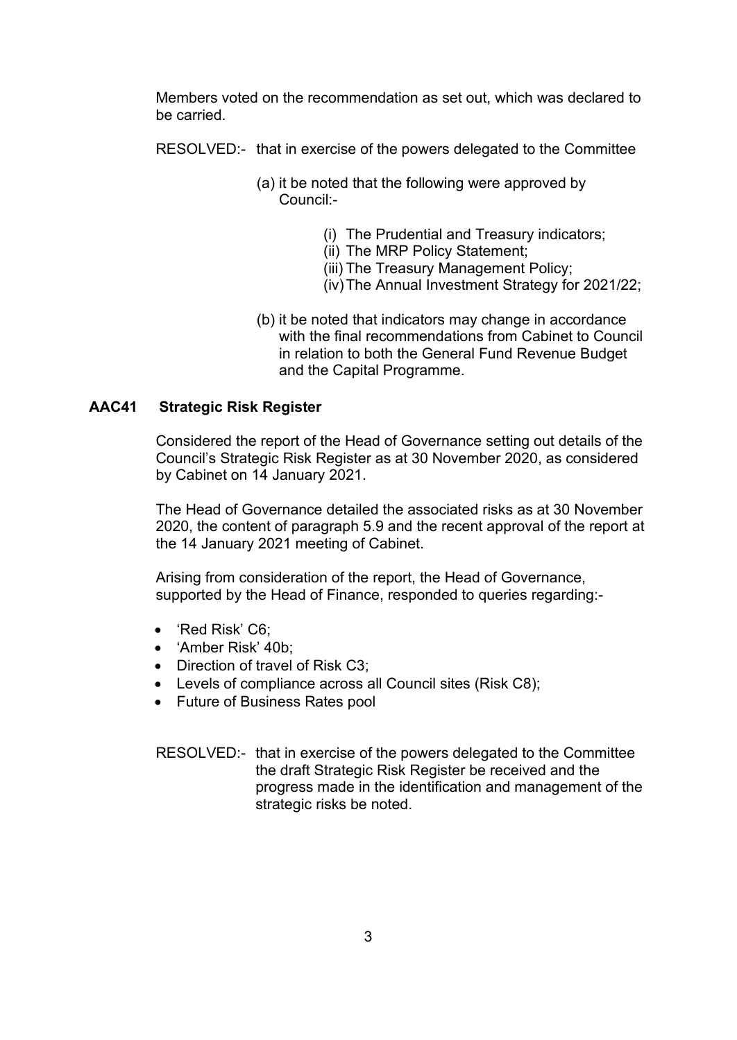Members voted on the recommendation as set out, which was declared to be carried.

RESOLVED:- that in exercise of the powers delegated to the Committee

(a) it be noted that the following were approved by Council:-

(i) The Prudential and Treasury indicators;
(ii) The MRP Policy Statement;
(iii) The Treasury Management Policy;
(iv) The Annual Investment Strategy for 2021/22;

(b) it be noted that indicators may change in accordance with the final recommendations from Cabinet to Council in relation to both the General Fund Revenue Budget and the Capital Programme.

**AAC41 Strategic Risk Register**

Considered the report of the Head of Governance setting out details of the Council's Strategic Risk Register as at 30 November 2020, as considered by Cabinet on 14 January 2021.

The Head of Governance detailed the associated risks as at 30 November 2020, the content of paragraph 5.9 and the recent approval of the report at the 14 January 2021 meeting of Cabinet.

Arising from consideration of the report, the Head of Governance, supported by the Head of Finance, responded to queries regarding:-

- 'Red Risk' C6;
- 'Amber Risk' 40b;
- Direction of travel of Risk C3;
- Levels of compliance across all Council sites (Risk C8);
- Future of Business Rates pool

RESOLVED:- that in exercise of the powers delegated to the Committee the draft Strategic Risk Register be received and the progress made in the identification and management of the strategic risks be noted.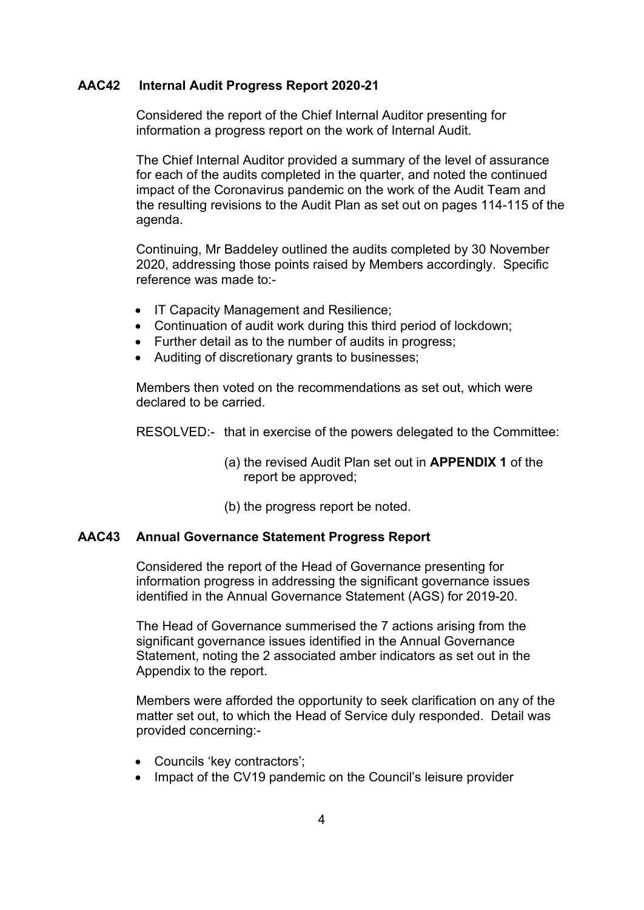## AAC42 Internal Audit Progress Report 2020-21

Considered the report of the Chief Internal Auditor presenting for information a progress report on the work of Internal Audit.

The Chief Internal Auditor provided a summary of the level of assurance for each of the audits completed in the quarter, and noted the continued impact of the Coronavirus pandemic on the work of the Audit Team and the resulting revisions to the Audit Plan as set out on pages 114-115 of the agenda.

Continuing, Mr Baddeley outlined the audits completed by 30 November 2020, addressing those points raised by Members accordingly. Specific reference was made to:-

- IT Capacity Management and Resilience;
- Continuation of audit work during this third period of lockdown;
- Further detail as to the number of audits in progress;
- Auditing of discretionary grants to businesses;

Members then voted on the recommendations as set out, which were declared to be carried.

RESOLVED:- that in exercise of the powers delegated to the Committee:

(a) the revised Audit Plan set out in **APPENDIX 1** of the report be approved;

(b) the progress report be noted.

## AAC43 Annual Governance Statement Progress Report

Considered the report of the Head of Governance presenting for information progress in addressing the significant governance issues identified in the Annual Governance Statement (AGS) for 2019-20.

The Head of Governance summerised the 7 actions arising from the significant governance issues identified in the Annual Governance Statement, noting the 2 associated amber indicators as set out in the Appendix to the report.

Members were afforded the opportunity to seek clarification on any of the matter set out, to which the Head of Service duly responded. Detail was provided concerning:-

- Councils 'key contractors';
- Impact of the CV19 pandemic on the Council's leisure provider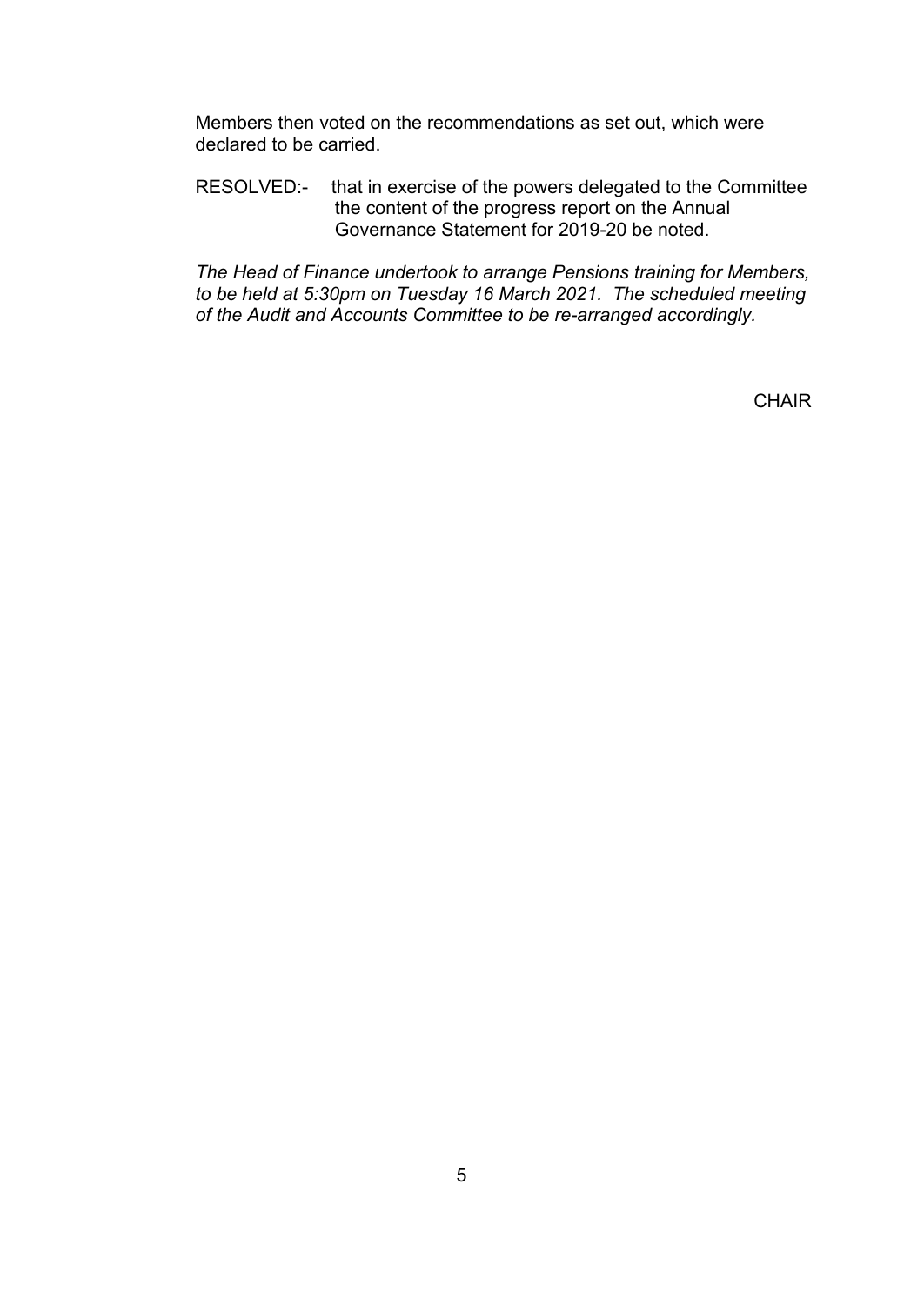Members then voted on the recommendations as set out, which were declared to be carried.

RESOLVED:- that in exercise of the powers delegated to the Committee the content of the progress report on the Annual Governance Statement for 2019-20 be noted.

*The Head of Finance undertook to arrange Pensions training for Members, to be held at 5:30pm on Tuesday 16 March 2021. The scheduled meeting of the Audit and Accounts Committee to be re-arranged accordingly.*

CHAIR